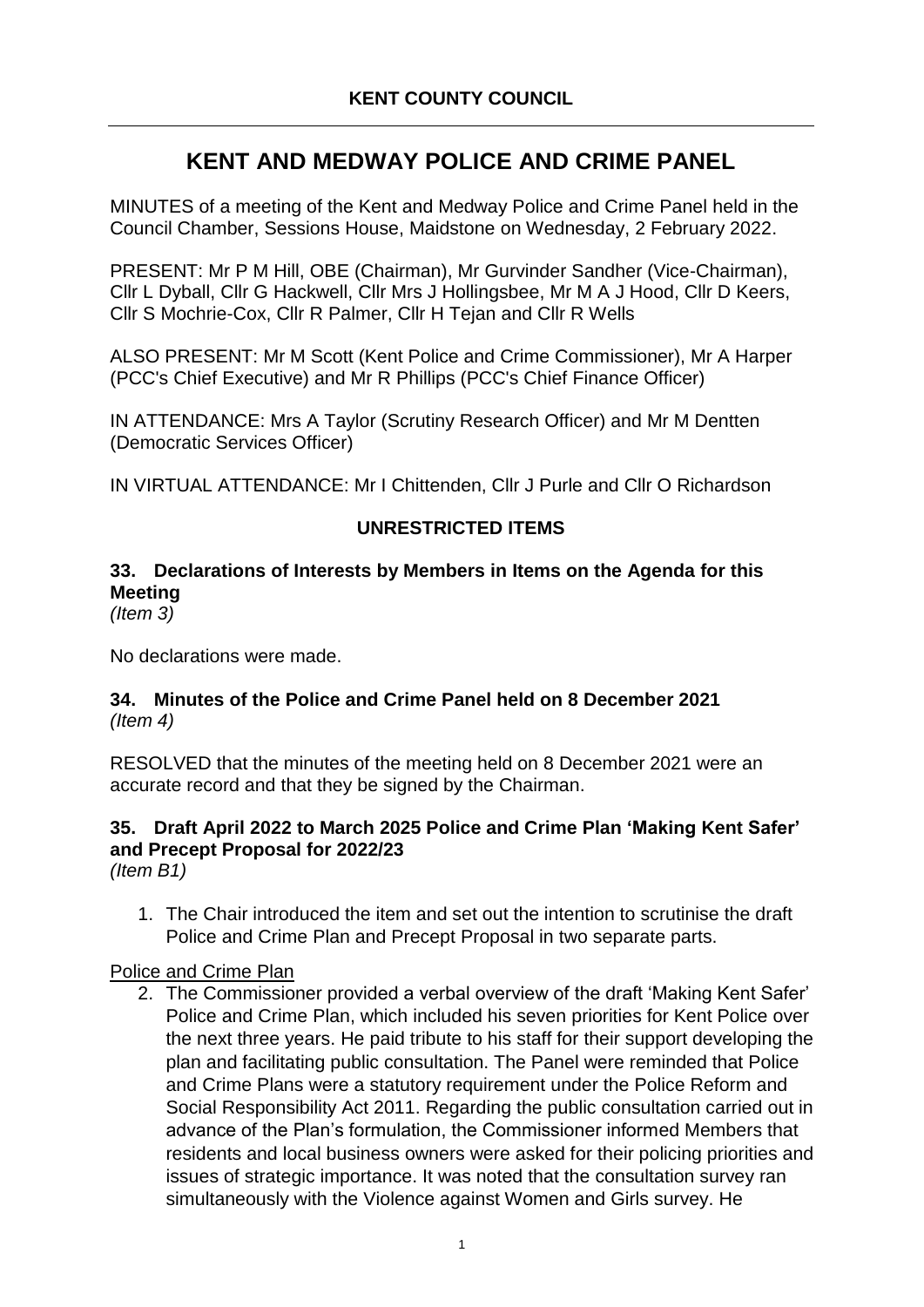**KENT COUNTY COUNCIL**

---

# KENT AND MEDWAY POLICE AND CRIME PANEL

MINUTES of a meeting of the Kent and Medway Police and Crime Panel held in the Council Chamber, Sessions House, Maidstone on Wednesday, 2 February 2022.

PRESENT: Mr P M Hill, OBE (Chairman), Mr Gurvinder Sandher (Vice-Chairman), Cllr L Dyball, Cllr G Hackwell, Cllr Mrs J Hollingsbee, Mr M A J Hood, Cllr D Keers, Cllr S Mochrie-Cox, Cllr R Palmer, Cllr H Tejan and Cllr R Wells

ALSO PRESENT: Mr M Scott (Kent Police and Crime Commissioner), Mr A Harper (PCC's Chief Executive) and Mr R Phillips (PCC's Chief Finance Officer)

IN ATTENDANCE: Mrs A Taylor (Scrutiny Research Officer) and Mr M Dentten (Democratic Services Officer)

IN VIRTUAL ATTENDANCE: Mr I Chittenden, Cllr J Purle and Cllr O Richardson

## UNRESTRICTED ITEMS

### 33. Declarations of Interests by Members in Items on the Agenda for this Meeting

*(Item 3)*

No declarations were made.

### 34. Minutes of the Police and Crime Panel held on 8 December 2021

*(Item 4)*

RESOLVED that the minutes of the meeting held on 8 December 2021 were an accurate record and that they be signed by the Chairman.

### 35. Draft April 2022 to March 2025 Police and Crime Plan 'Making Kent Safer' and Precept Proposal for 2022/23

*(Item B1)*

1. The Chair introduced the item and set out the intention to scrutinise the draft Police and Crime Plan and Precept Proposal in two separate parts.

<u>Police and Crime Plan</u>

2. The Commissioner provided a verbal overview of the draft 'Making Kent Safer' Police and Crime Plan, which included his seven priorities for Kent Police over the next three years. He paid tribute to his staff for their support developing the plan and facilitating public consultation. The Panel were reminded that Police and Crime Plans were a statutory requirement under the Police Reform and Social Responsibility Act 2011. Regarding the public consultation carried out in advance of the Plan's formulation, the Commissioner informed Members that residents and local business owners were asked for their policing priorities and issues of strategic importance. It was noted that the consultation survey ran simultaneously with the Violence against Women and Girls survey. He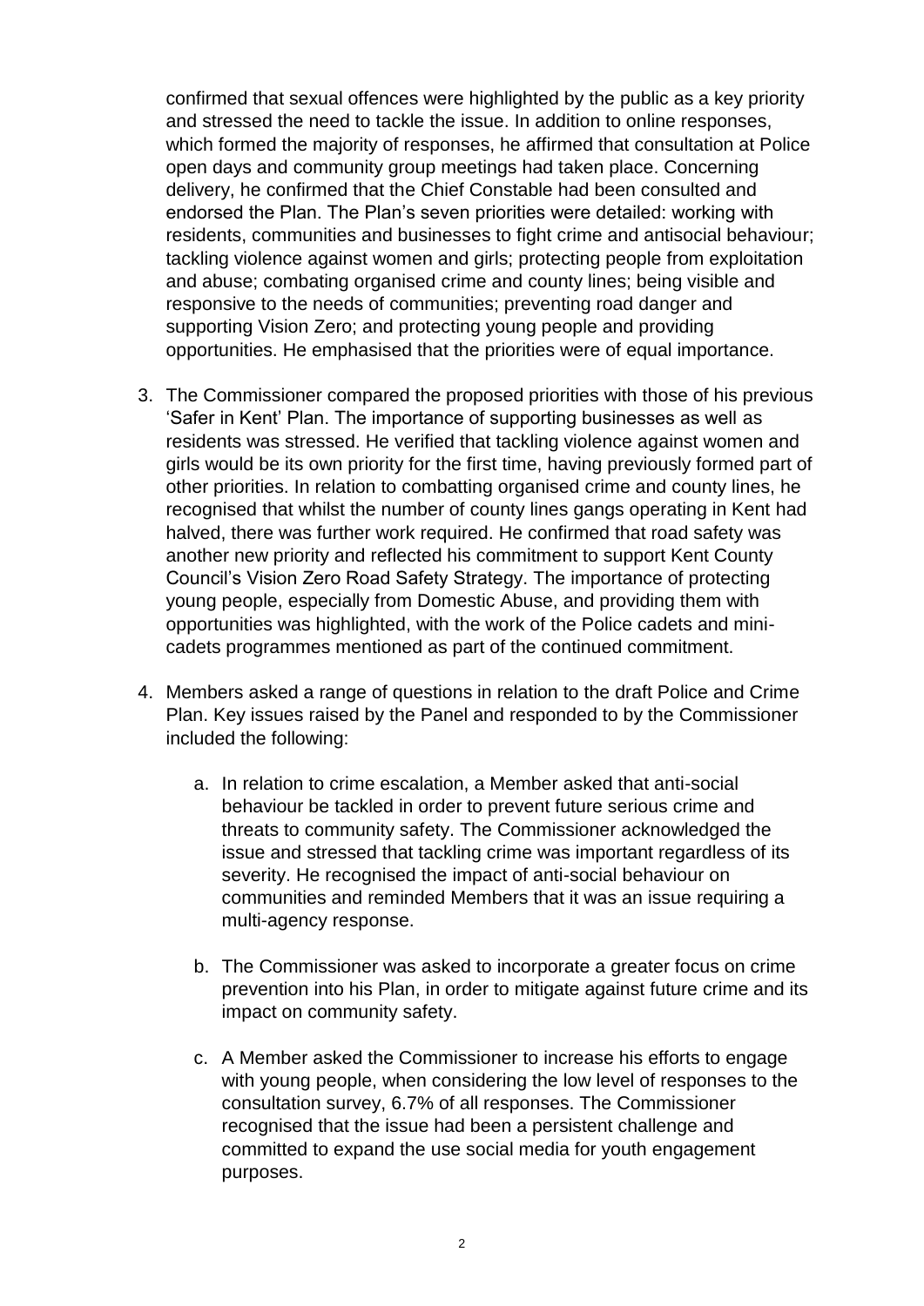confirmed that sexual offences were highlighted by the public as a key priority and stressed the need to tackle the issue. In addition to online responses, which formed the majority of responses, he affirmed that consultation at Police open days and community group meetings had taken place. Concerning delivery, he confirmed that the Chief Constable had been consulted and endorsed the Plan. The Plan's seven priorities were detailed: working with residents, communities and businesses to fight crime and antisocial behaviour; tackling violence against women and girls; protecting people from exploitation and abuse; combating organised crime and county lines; being visible and responsive to the needs of communities; preventing road danger and supporting Vision Zero; and protecting young people and providing opportunities. He emphasised that the priorities were of equal importance.

3. The Commissioner compared the proposed priorities with those of his previous 'Safer in Kent' Plan. The importance of supporting businesses as well as residents was stressed. He verified that tackling violence against women and girls would be its own priority for the first time, having previously formed part of other priorities. In relation to combatting organised crime and county lines, he recognised that whilst the number of county lines gangs operating in Kent had halved, there was further work required. He confirmed that road safety was another new priority and reflected his commitment to support Kent County Council's Vision Zero Road Safety Strategy. The importance of protecting young people, especially from Domestic Abuse, and providing them with opportunities was highlighted, with the work of the Police cadets and mini-cadets programmes mentioned as part of the continued commitment.

4. Members asked a range of questions in relation to the draft Police and Crime Plan. Key issues raised by the Panel and responded to by the Commissioner included the following:

   a. In relation to crime escalation, a Member asked that anti-social behaviour be tackled in order to prevent future serious crime and threats to community safety. The Commissioner acknowledged the issue and stressed that tackling crime was important regardless of its severity. He recognised the impact of anti-social behaviour on communities and reminded Members that it was an issue requiring a multi-agency response.

   b. The Commissioner was asked to incorporate a greater focus on crime prevention into his Plan, in order to mitigate against future crime and its impact on community safety.

   c. A Member asked the Commissioner to increase his efforts to engage with young people, when considering the low level of responses to the consultation survey, 6.7% of all responses. The Commissioner recognised that the issue had been a persistent challenge and committed to expand the use social media for youth engagement purposes.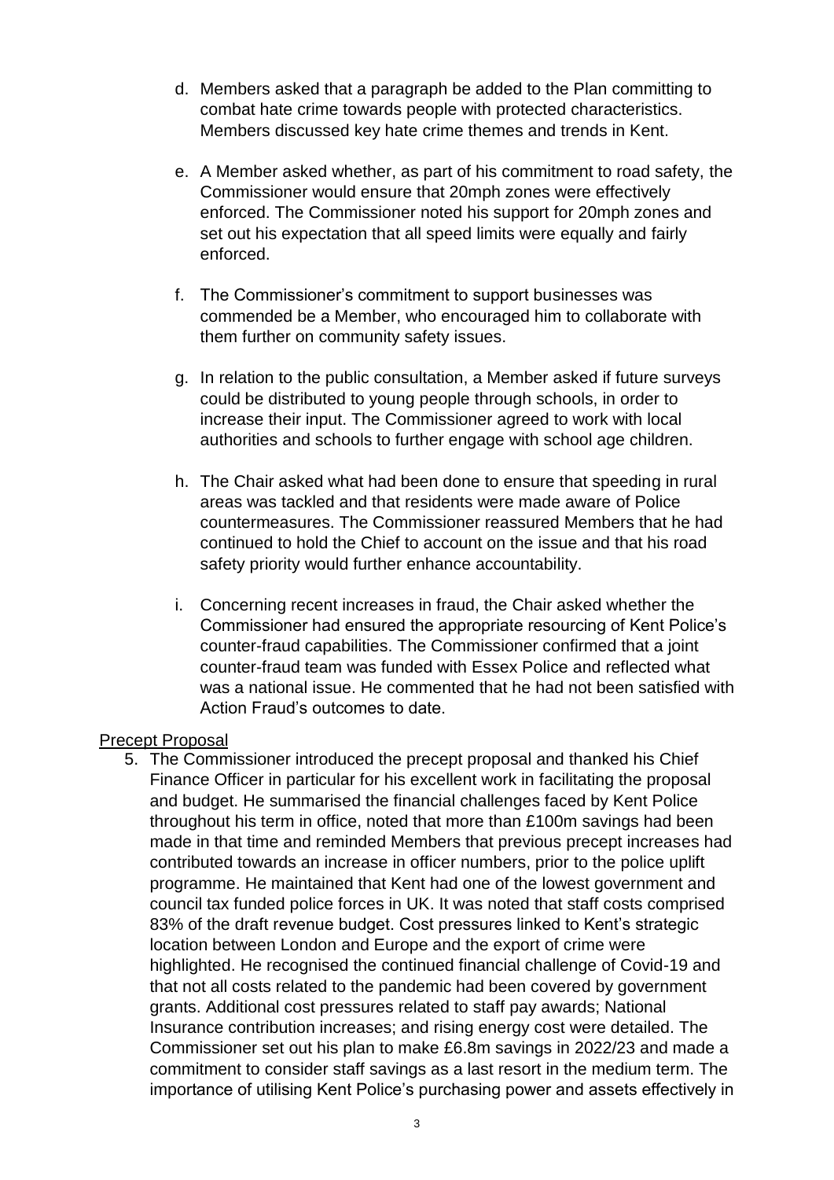d. Members asked that a paragraph be added to the Plan committing to combat hate crime towards people with protected characteristics. Members discussed key hate crime themes and trends in Kent.

e. A Member asked whether, as part of his commitment to road safety, the Commissioner would ensure that 20mph zones were effectively enforced. The Commissioner noted his support for 20mph zones and set out his expectation that all speed limits were equally and fairly enforced.

f. The Commissioner's commitment to support businesses was commended be a Member, who encouraged him to collaborate with them further on community safety issues.

g. In relation to the public consultation, a Member asked if future surveys could be distributed to young people through schools, in order to increase their input. The Commissioner agreed to work with local authorities and schools to further engage with school age children.

h. The Chair asked what had been done to ensure that speeding in rural areas was tackled and that residents were made aware of Police countermeasures. The Commissioner reassured Members that he had continued to hold the Chief to account on the issue and that his road safety priority would further enhance accountability.

i. Concerning recent increases in fraud, the Chair asked whether the Commissioner had ensured the appropriate resourcing of Kent Police's counter-fraud capabilities. The Commissioner confirmed that a joint counter-fraud team was funded with Essex Police and reflected what was a national issue. He commented that he had not been satisfied with Action Fraud's outcomes to date.

<u>Precept Proposal</u>

5. The Commissioner introduced the precept proposal and thanked his Chief Finance Officer in particular for his excellent work in facilitating the proposal and budget. He summarised the financial challenges faced by Kent Police throughout his term in office, noted that more than £100m savings had been made in that time and reminded Members that previous precept increases had contributed towards an increase in officer numbers, prior to the police uplift programme. He maintained that Kent had one of the lowest government and council tax funded police forces in UK. It was noted that staff costs comprised 83% of the draft revenue budget. Cost pressures linked to Kent's strategic location between London and Europe and the export of crime were highlighted. He recognised the continued financial challenge of Covid-19 and that not all costs related to the pandemic had been covered by government grants. Additional cost pressures related to staff pay awards; National Insurance contribution increases; and rising energy cost were detailed. The Commissioner set out his plan to make £6.8m savings in 2022/23 and made a commitment to consider staff savings as a last resort in the medium term. The importance of utilising Kent Police's purchasing power and assets effectively in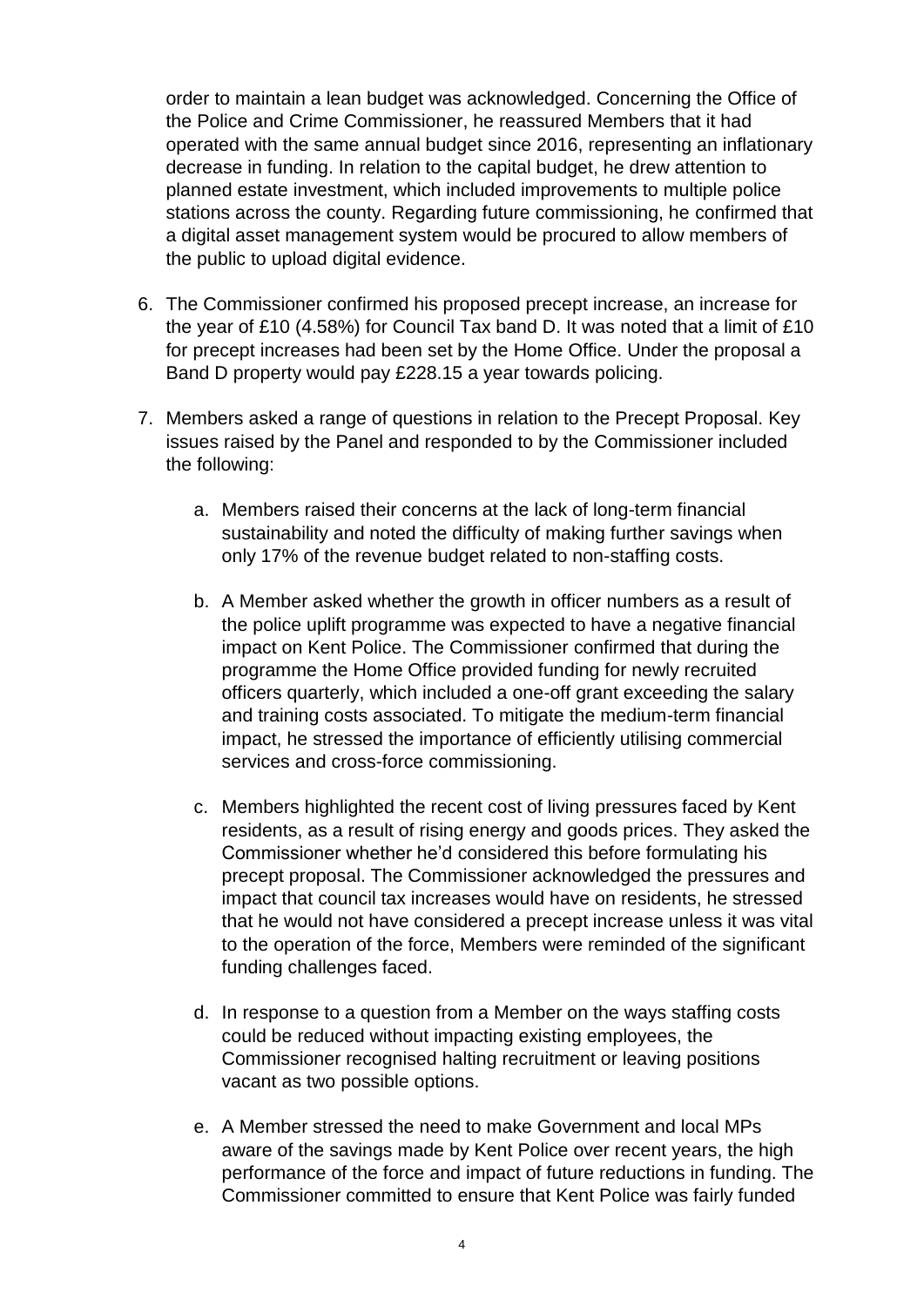order to maintain a lean budget was acknowledged. Concerning the Office of the Police and Crime Commissioner, he reassured Members that it had operated with the same annual budget since 2016, representing an inflationary decrease in funding. In relation to the capital budget, he drew attention to planned estate investment, which included improvements to multiple police stations across the county. Regarding future commissioning, he confirmed that a digital asset management system would be procured to allow members of the public to upload digital evidence.

6. The Commissioner confirmed his proposed precept increase, an increase for the year of £10 (4.58%) for Council Tax band D. It was noted that a limit of £10 for precept increases had been set by the Home Office. Under the proposal a Band D property would pay £228.15 a year towards policing.

7. Members asked a range of questions in relation to the Precept Proposal. Key issues raised by the Panel and responded to by the Commissioner included the following:

    a. Members raised their concerns at the lack of long-term financial sustainability and noted the difficulty of making further savings when only 17% of the revenue budget related to non-staffing costs.

    b. A Member asked whether the growth in officer numbers as a result of the police uplift programme was expected to have a negative financial impact on Kent Police. The Commissioner confirmed that during the programme the Home Office provided funding for newly recruited officers quarterly, which included a one-off grant exceeding the salary and training costs associated. To mitigate the medium-term financial impact, he stressed the importance of efficiently utilising commercial services and cross-force commissioning.

    c. Members highlighted the recent cost of living pressures faced by Kent residents, as a result of rising energy and goods prices. They asked the Commissioner whether he'd considered this before formulating his precept proposal. The Commissioner acknowledged the pressures and impact that council tax increases would have on residents, he stressed that he would not have considered a precept increase unless it was vital to the operation of the force, Members were reminded of the significant funding challenges faced.

    d. In response to a question from a Member on the ways staffing costs could be reduced without impacting existing employees, the Commissioner recognised halting recruitment or leaving positions vacant as two possible options.

    e. A Member stressed the need to make Government and local MPs aware of the savings made by Kent Police over recent years, the high performance of the force and impact of future reductions in funding. The Commissioner committed to ensure that Kent Police was fairly funded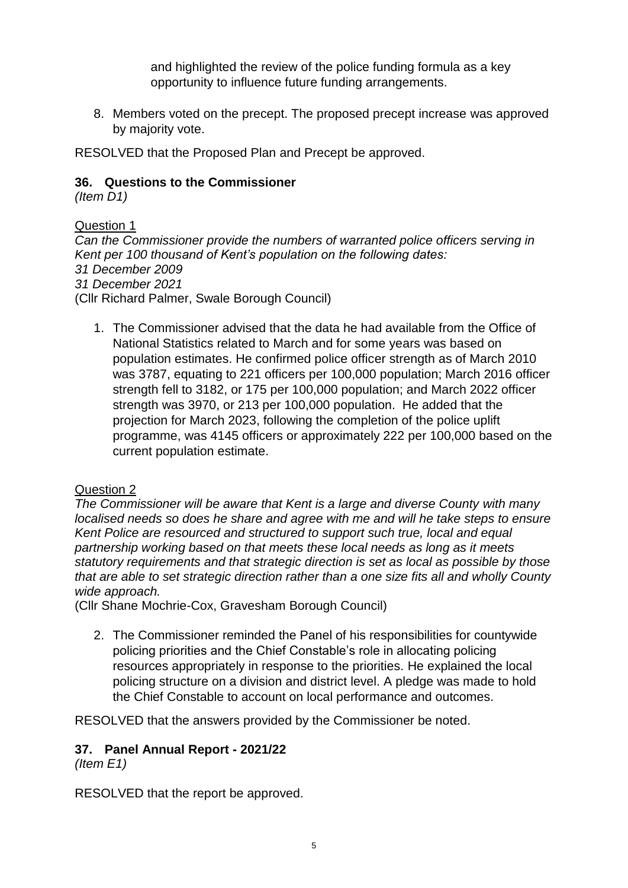and highlighted the review of the police funding formula as a key opportunity to influence future funding arrangements.

8. Members voted on the precept. The proposed precept increase was approved by majority vote.

RESOLVED that the Proposed Plan and Precept be approved.

### 36. Questions to the Commissioner

*(Item D1)*

Question 1

*Can the Commissioner provide the numbers of warranted police officers serving in Kent per 100 thousand of Kent's population on the following dates:*
*31 December 2009*
*31 December 2021*
(Cllr Richard Palmer, Swale Borough Council)

1. The Commissioner advised that the data he had available from the Office of National Statistics related to March and for some years was based on population estimates. He confirmed police officer strength as of March 2010 was 3787, equating to 221 officers per 100,000 population; March 2016 officer strength fell to 3182, or 175 per 100,000 population; and March 2022 officer strength was 3970, or 213 per 100,000 population. He added that the projection for March 2023, following the completion of the police uplift programme, was 4145 officers or approximately 222 per 100,000 based on the current population estimate.

Question 2

*The Commissioner will be aware that Kent is a large and diverse County with many localised needs so does he share and agree with me and will he take steps to ensure Kent Police are resourced and structured to support such true, local and equal partnership working based on that meets these local needs as long as it meets statutory requirements and that strategic direction is set as local as possible by those that are able to set strategic direction rather than a one size fits all and wholly County wide approach.*
(Cllr Shane Mochrie-Cox, Gravesham Borough Council)

2. The Commissioner reminded the Panel of his responsibilities for countywide policing priorities and the Chief Constable's role in allocating policing resources appropriately in response to the priorities. He explained the local policing structure on a division and district level. A pledge was made to hold the Chief Constable to account on local performance and outcomes.

RESOLVED that the answers provided by the Commissioner be noted.

### 37. Panel Annual Report - 2021/22

*(Item E1)*

RESOLVED that the report be approved.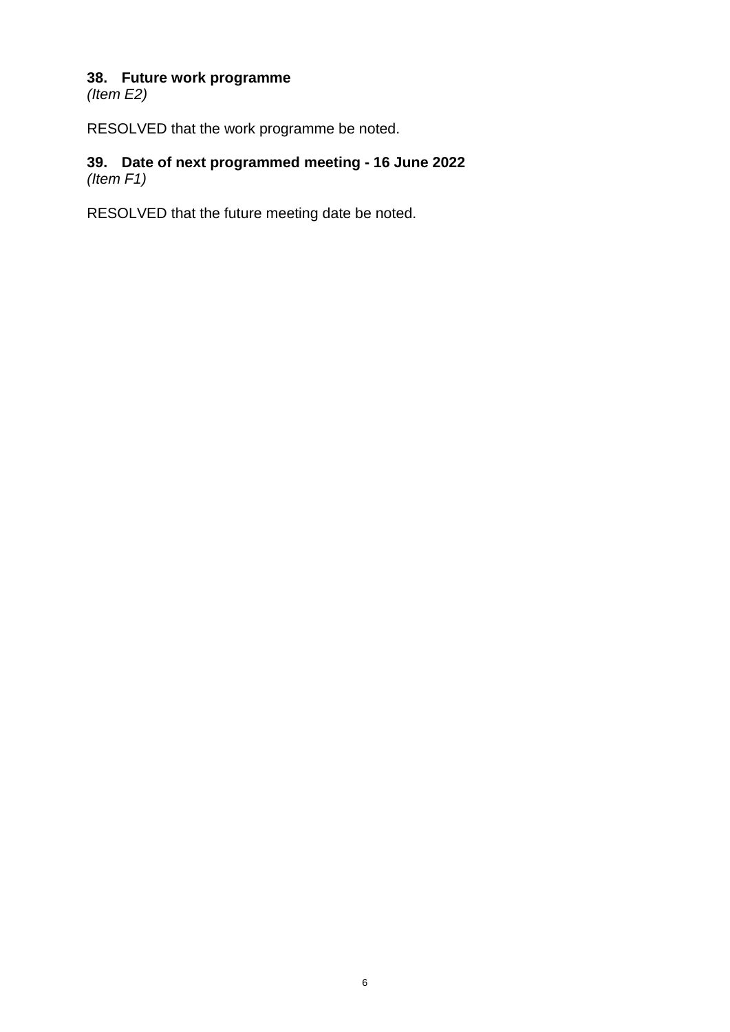### 38. Future work programme

*(Item E2)*

RESOLVED that the work programme be noted.

### 39. Date of next programmed meeting - 16 June 2022

*(Item F1)*

RESOLVED that the future meeting date be noted.